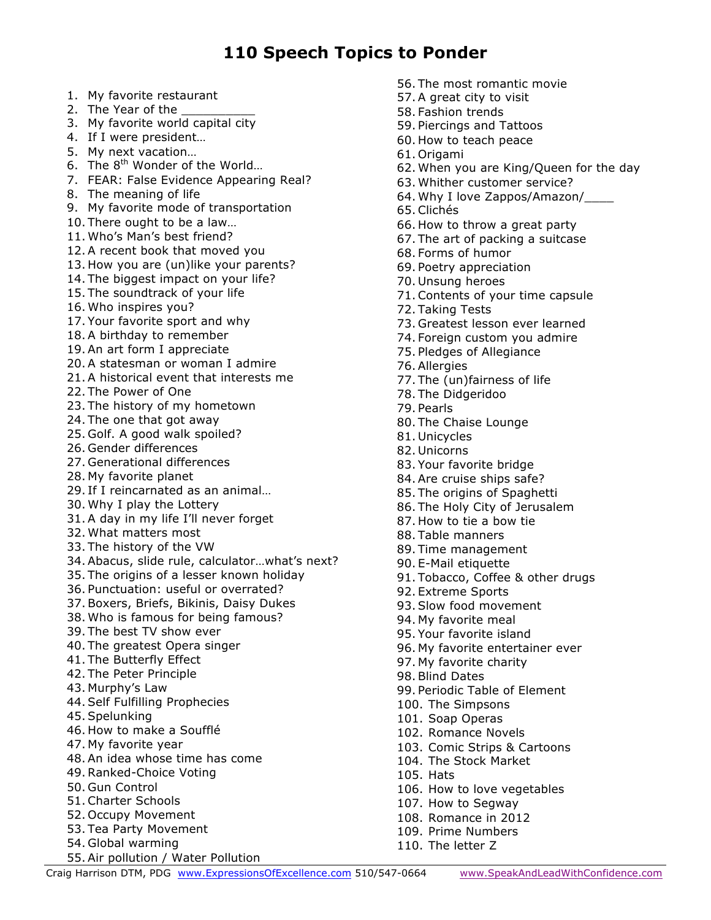# 110 Speech Topics to Ponder

1. My favorite restaurant
2. The Year of the __________
3. My favorite world capital city
4. If I were president…
5. My next vacation…
6. The 8th Wonder of the World…
7. FEAR: False Evidence Appearing Real?
8. The meaning of life
9. My favorite mode of transportation
10. There ought to be a law…
11. Who's Man's best friend?
12. A recent book that moved you
13. How you are (un)like your parents?
14. The biggest impact on your life?
15. The soundtrack of your life
16. Who inspires you?
17. Your favorite sport and why
18. A birthday to remember
19. An art form I appreciate
20. A statesman or woman I admire
21. A historical event that interests me
22. The Power of One
23. The history of my hometown
24. The one that got away
25. Golf. A good walk spoiled?
26. Gender differences
27. Generational differences
28. My favorite planet
29. If I reincarnated as an animal…
30. Why I play the Lottery
31. A day in my life I'll never forget
32. What matters most
33. The history of the VW
34. Abacus, slide rule, calculator…what's next?
35. The origins of a lesser known holiday
36. Punctuation: useful or overrated?
37. Boxers, Briefs, Bikinis, Daisy Dukes
38. Who is famous for being famous?
39. The best TV show ever
40. The greatest Opera singer
41. The Butterfly Effect
42. The Peter Principle
43. Murphy's Law
44. Self Fulfilling Prophecies
45. Spelunking
46. How to make a Soufflé
47. My favorite year
48. An idea whose time has come
49. Ranked-Choice Voting
50. Gun Control
51. Charter Schools
52. Occupy Movement
53. Tea Party Movement
54. Global warming
55. Air pollution / Water Pollution
56. The most romantic movie
57. A great city to visit
58. Fashion trends
59. Piercings and Tattoos
60. How to teach peace
61. Origami
62. When you are King/Queen for the day
63. Whither customer service?
64. Why I love Zappos/Amazon/____
65. Clichés
66. How to throw a great party
67. The art of packing a suitcase
68. Forms of humor
69. Poetry appreciation
70. Unsung heroes
71. Contents of your time capsule
72. Taking Tests
73. Greatest lesson ever learned
74. Foreign custom you admire
75. Pledges of Allegiance
76. Allergies
77. The (un)fairness of life
78. The Didgeridoo
79. Pearls
80. The Chaise Lounge
81. Unicycles
82. Unicorns
83. Your favorite bridge
84. Are cruise ships safe?
85. The origins of Spaghetti
86. The Holy City of Jerusalem
87. How to tie a bow tie
88. Table manners
89. Time management
90. E-Mail etiquette
91. Tobacco, Coffee & other drugs
92. Extreme Sports
93. Slow food movement
94. My favorite meal
95. Your favorite island
96. My favorite entertainer ever
97. My favorite charity
98. Blind Dates
99. Periodic Table of Element
100. The Simpsons
101. Soap Operas
102. Romance Novels
103. Comic Strips & Cartoons
104. The Stock Market
105. Hats
106. How to love vegetables
107. How to Segway
108. Romance in 2012
109. Prime Numbers
110. The letter Z

Craig Harrison DTM, PDG www.ExpressionsOfExcellence.com 510/547-0664 www.SpeakAndLeadWithConfidence.com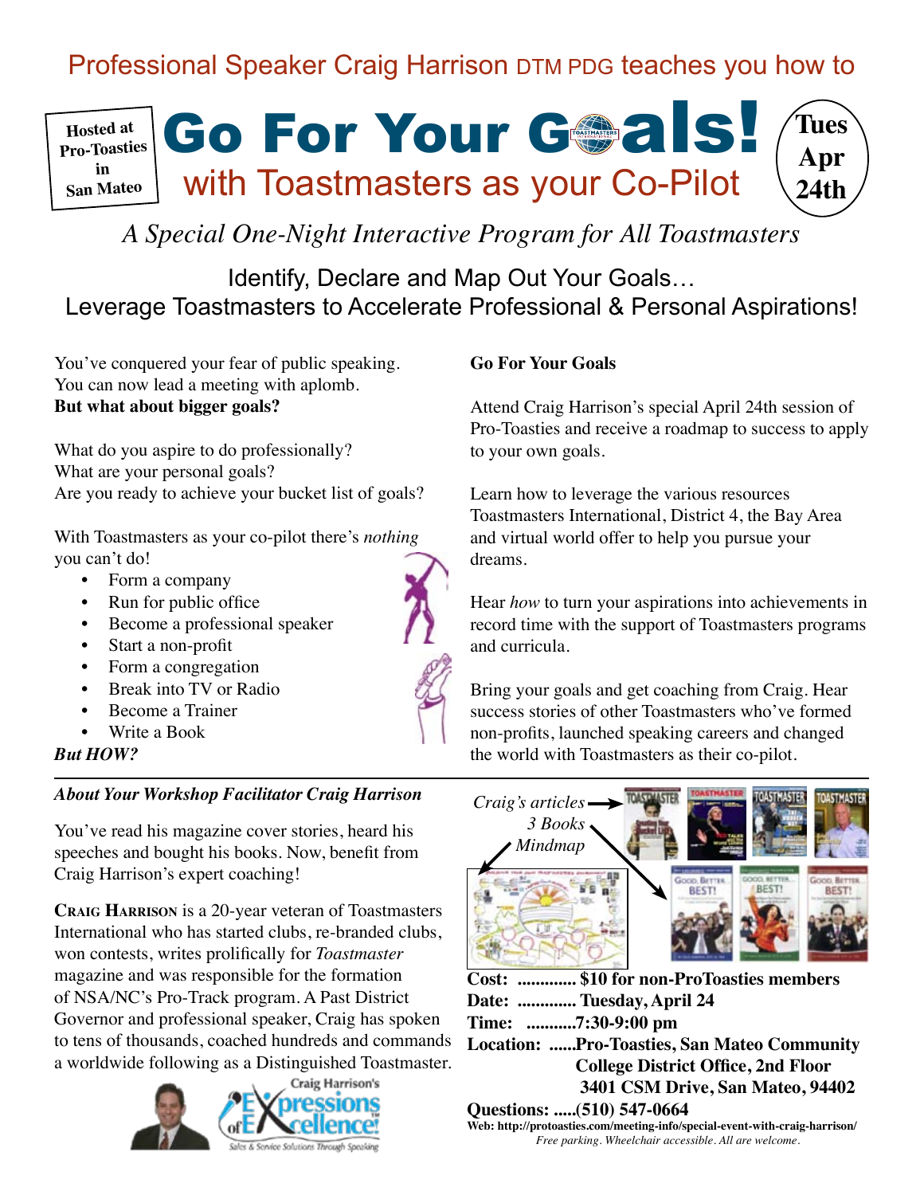Professional Speaker Craig Harrison DTM PDG teaches you how to

Hosted at Pro-Toasties in San Mateo

# Go For Your Goals!

## with Toastmasters as your Co-Pilot

Tues Apr 24th

*A Special One-Night Interactive Program for All Toastmasters*

Identify, Declare and Map Out Your Goals…
Leverage Toastmasters to Accelerate Professional & Personal Aspirations!

You've conquered your fear of public speaking.
You can now lead a meeting with aplomb.
**But what about bigger goals?**

What do you aspire to do professionally?
What are your personal goals?
Are you ready to achieve your bucket list of goals?

With Toastmasters as your co-pilot there's *nothing* you can't do!

- Form a company
- Run for public office
- Become a professional speaker
- Start a non-profit
- Form a congregation
- Break into TV or Radio
- Become a Trainer
- Write a Book

***But HOW?***

**Go For Your Goals**

Attend Craig Harrison's special April 24th session of Pro-Toasties and receive a roadmap to success to apply to your own goals.

Learn how to leverage the various resources Toastmasters International, District 4, the Bay Area and virtual world offer to help you pursue your dreams.

Hear *how* to turn your aspirations into achievements in record time with the support of Toastmasters programs and curricula.

Bring your goals and get coaching from Craig. Hear success stories of other Toastmasters who've formed non-profits, launched speaking careers and changed the world with Toastmasters as their co-pilot.

***About Your Workshop Facilitator Craig Harrison***

You've read his magazine cover stories, heard his speeches and bought his books. Now, benefit from Craig Harrison's expert coaching!

**Craig Harrison** is a 20-year veteran of Toastmasters International who has started clubs, re-branded clubs, won contests, writes prolifically for *Toastmaster* magazine and was responsible for the formation of NSA/NC's Pro-Track program. A Past District Governor and professional speaker, Craig has spoken to tens of thousands, coached hundreds and commands a worldwide following as a Distinguished Toastmaster.

Craig Harrison's Expressions of Excellence!™
Sales & Service Solutions Through Speaking

*Craig's articles*
*3 Books*
*Mindmap*

**Cost: ............. $10 for non-ProToasties members**
**Date: ............. Tuesday, April 24**
**Time: ...........7:30-9:00 pm**
**Location: ......Pro-Toasties, San Mateo Community College District Office, 2nd Floor 3401 CSM Drive, San Mateo, 94402**
**Questions: .....(510) 547-0664**
**Web: http://protoasties.com/meeting-info/special-event-with-craig-harrison/**

*Free parking. Wheelchair accessible. All are welcome.*